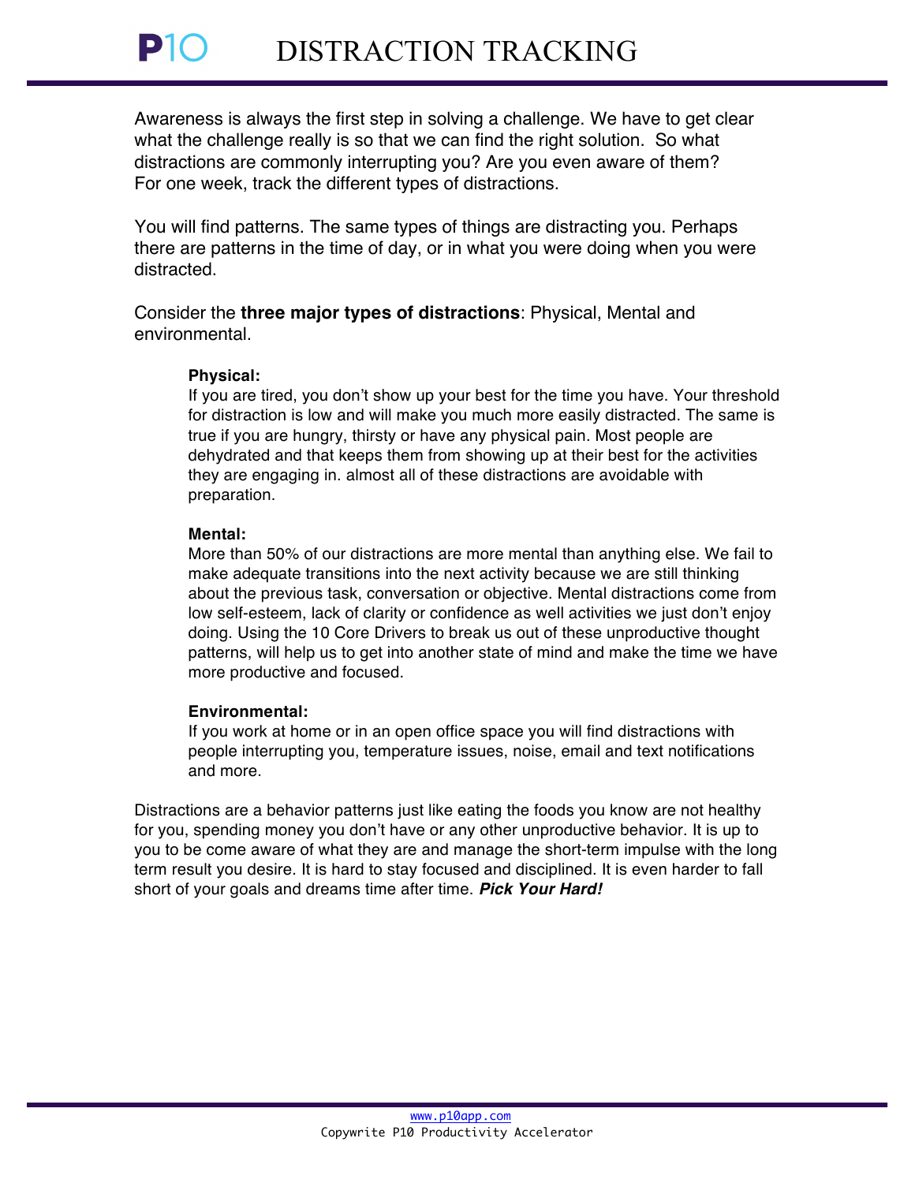# P10 DISTRACTION TRACKING

Awareness is always the first step in solving a challenge. We have to get clear what the challenge really is so that we can find the right solution. So what distractions are commonly interrupting you? Are you even aware of them? For one week, track the different types of distractions.

You will find patterns. The same types of things are distracting you. Perhaps there are patterns in the time of day, or in what you were doing when you were distracted.

Consider the **three major types of distractions**: Physical, Mental and environmental.

> **Physical:**
> If you are tired, you don't show up your best for the time you have. Your threshold for distraction is low and will make you much more easily distracted. The same is true if you are hungry, thirsty or have any physical pain. Most people are dehydrated and that keeps them from showing up at their best for the activities they are engaging in. almost all of these distractions are avoidable with preparation.
>
> **Mental:**
> More than 50% of our distractions are more mental than anything else. We fail to make adequate transitions into the next activity because we are still thinking about the previous task, conversation or objective. Mental distractions come from low self-esteem, lack of clarity or confidence as well activities we just don't enjoy doing. Using the 10 Core Drivers to break us out of these unproductive thought patterns, will help us to get into another state of mind and make the time we have more productive and focused.
>
> **Environmental:**
> If you work at home or in an open office space you will find distractions with people interrupting you, temperature issues, noise, email and text notifications and more.

Distractions are a behavior patterns just like eating the foods you know are not healthy for you, spending money you don't have or any other unproductive behavior. It is up to you to be come aware of what they are and manage the short-term impulse with the long term result you desire. It is hard to stay focused and disciplined. It is even harder to fall short of your goals and dreams time after time. ***Pick Your Hard!***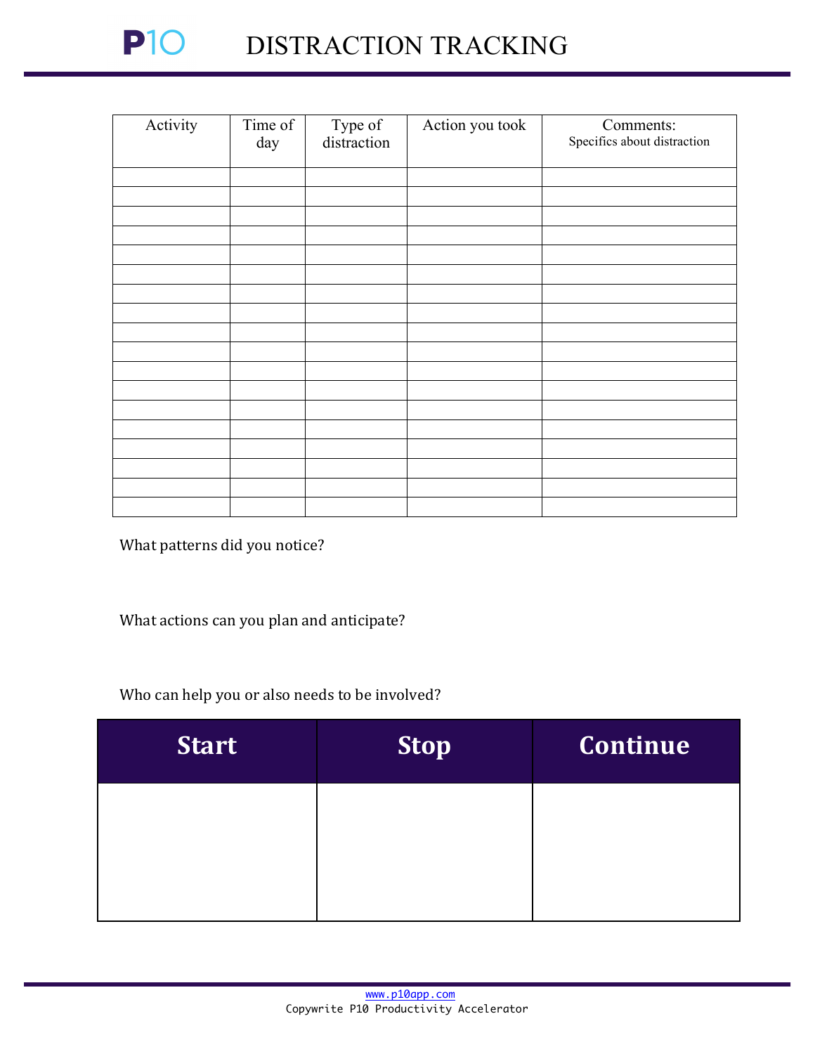# DISTRACTION TRACKING

| Activity | Time of day | Type of distraction | Action you took | Comments: Specifics about distraction |
|---|---|---|---|---|
| | | | | |
| | | | | |
| | | | | |
| | | | | |
| | | | | |
| | | | | |
| | | | | |
| | | | | |
| | | | | |
| | | | | |
| | | | | |
| | | | | |
| | | | | |
| | | | | |
| | | | | |
| | | | | |
| | | | | |
| | | | | |

What patterns did you notice?

What actions can you plan and anticipate?

Who can help you or also needs to be involved?

| Start | Stop | Continue |
|---|---|---|
| | | |

www.p10app.com

Copywrite P10 Productivity Accelerator